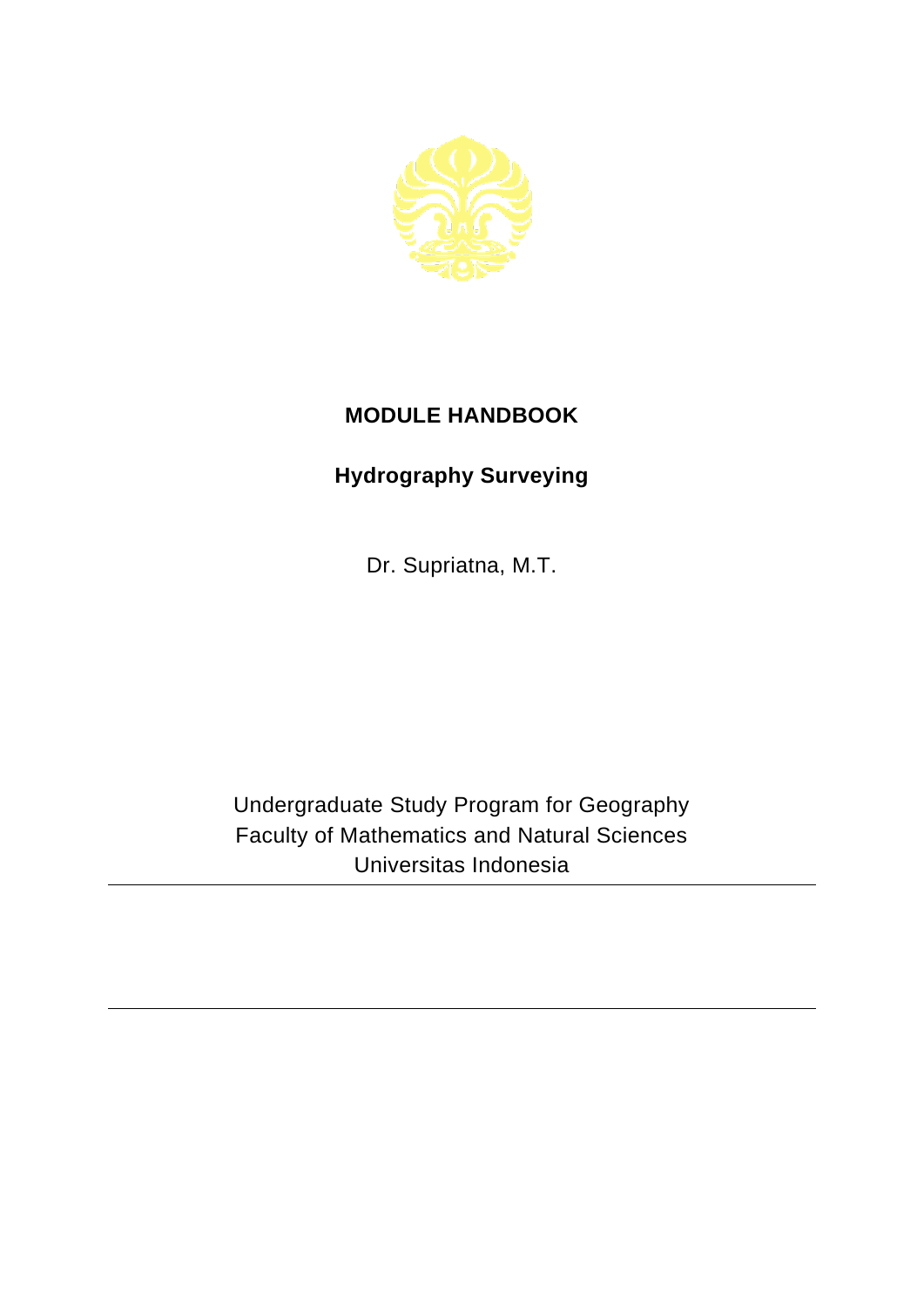# MODULE HANDBOOK

## Hydrography Surveying

Dr. Supriatna, M.T.

Undergraduate Study Program for Geography
Faculty of Mathematics and Natural Sciences
Universitas Indonesia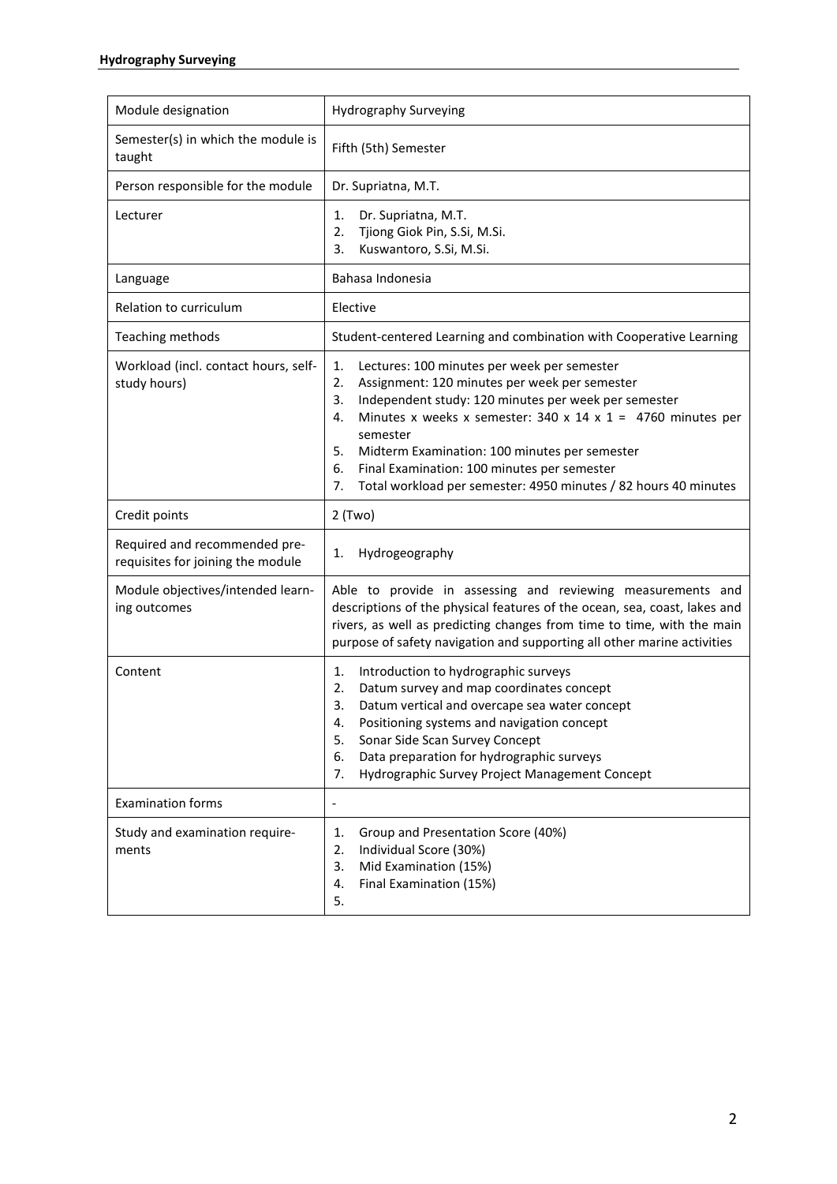**Hydrography Surveying**

| Module designation | Hydrography Surveying |
|---|---|
| Semester(s) in which the module is taught | Fifth (5th) Semester |
| Person responsible for the module | Dr. Supriatna, M.T. |
| Lecturer | 1. Dr. Supriatna, M.T.<br>2. Tjiong Giok Pin, S.Si, M.Si.<br>3. Kuswantoro, S.Si, M.Si. |
| Language | Bahasa Indonesia |
| Relation to curriculum | Elective |
| Teaching methods | Student-centered Learning and combination with Cooperative Learning |
| Workload (incl. contact hours, self-study hours) | 1. Lectures: 100 minutes per week per semester<br>2. Assignment: 120 minutes per week per semester<br>3. Independent study: 120 minutes per week per semester<br>4. Minutes x weeks x semester: 340 x 14 x 1 = 4760 minutes per semester<br>5. Midterm Examination: 100 minutes per semester<br>6. Final Examination: 100 minutes per semester<br>7. Total workload per semester: 4950 minutes / 82 hours 40 minutes |
| Credit points | 2 (Two) |
| Required and recommended pre-requisites for joining the module | 1. Hydrogeography |
| Module objectives/intended learning outcomes | Able to provide in assessing and reviewing measurements and descriptions of the physical features of the ocean, sea, coast, lakes and rivers, as well as predicting changes from time to time, with the main purpose of safety navigation and supporting all other marine activities |
| Content | 1. Introduction to hydrographic surveys<br>2. Datum survey and map coordinates concept<br>3. Datum vertical and overcape sea water concept<br>4. Positioning systems and navigation concept<br>5. Sonar Side Scan Survey Concept<br>6. Data preparation for hydrographic surveys<br>7. Hydrographic Survey Project Management Concept |
| Examination forms | - |
| Study and examination requirements | 1. Group and Presentation Score (40%)<br>2. Individual Score (30%)<br>3. Mid Examination (15%)<br>4. Final Examination (15%)<br>5. |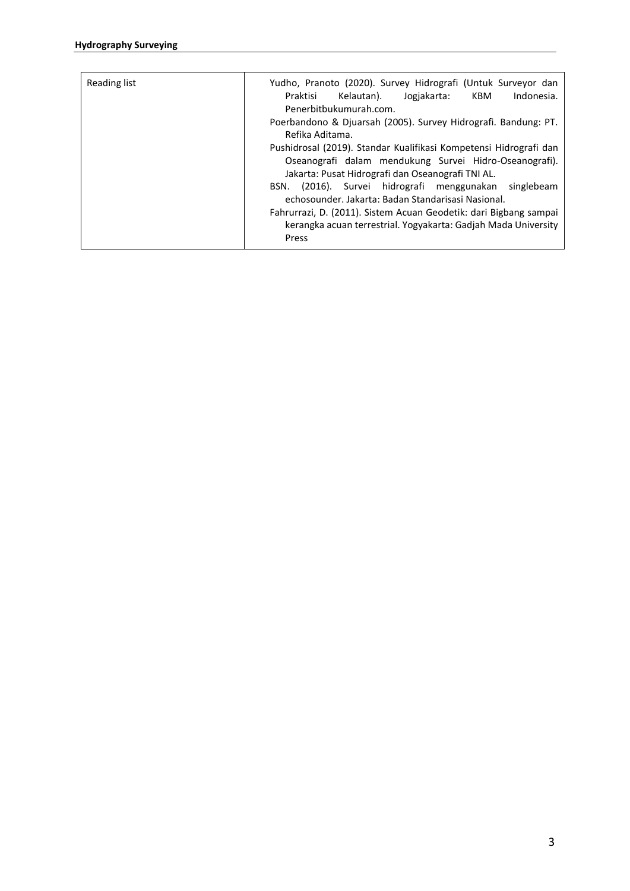| | |
|---|---|
| Reading list | Yudho, Pranoto (2020). Survey Hidrografi (Untuk Surveyor dan Praktisi Kelautan). Jogjakarta: KBM Indonesia. Penerbitbukumurah.com.<br>Poerbandono & Djuarsah (2005). Survey Hidrografi. Bandung: PT. Refika Aditama.<br>Pushidrosal (2019). Standar Kualifikasi Kompetensi Hidrografi dan Oseanografi dalam mendukung Survei Hidro-Oseanografi). Jakarta: Pusat Hidrografi dan Oseanografi TNI AL.<br>BSN. (2016). Survei hidrografi menggunakan singlebeam echosounder. Jakarta: Badan Standarisasi Nasional.<br>Fahrurrazi, D. (2011). Sistem Acuan Geodetik: dari Bigbang sampai kerangka acuan terrestrial. Yogyakarta: Gadjah Mada University Press |